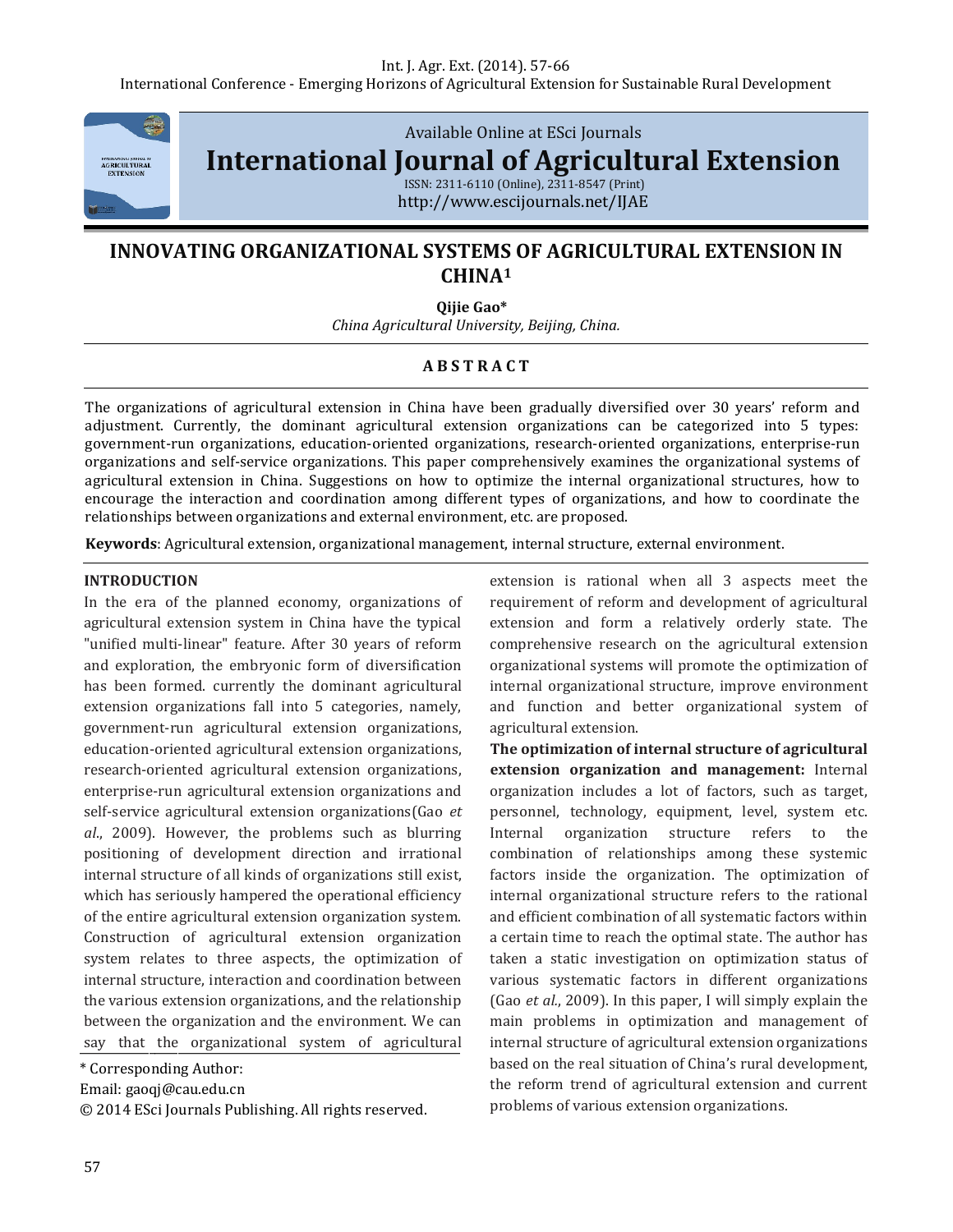# INNOVATING ORGANIZATIONAL SYSTEMS OF AGRICULTURAL EXTENSION IN CHINA[1]

**Qijie Gao***

*China Agricultural University, Beijing, China.*

## ABSTRACT

The organizations of agricultural extension in China have been gradually diversified over 30 years' reform and adjustment. Currently, the dominant agricultural extension organizations can be categorized into 5 types: government-run organizations, education-oriented organizations, research-oriented organizations, enterprise-run organizations and self-service organizations. This paper comprehensively examines the organizational systems of agricultural extension in China. Suggestions on how to optimize the internal organizational structures, how to encourage the interaction and coordination among different types of organizations, and how to coordinate the relationships between organizations and external environment, etc. are proposed.

**Keywords**: Agricultural extension, organizational management, internal structure, external environment.

## INTRODUCTION

In the era of the planned economy, organizations of agricultural extension system in China have the typical "unified multi-linear" feature. After 30 years of reform and exploration, the embryonic form of diversification has been formed. currently the dominant agricultural extension organizations fall into 5 categories, namely, government-run agricultural extension organizations, education-oriented agricultural extension organizations, research-oriented agricultural extension organizations, enterprise-run agricultural extension organizations and self-service agricultural extension organizations(Gao *et al*., 2009). However, the problems such as blurring positioning of development direction and irrational internal structure of all kinds of organizations still exist, which has seriously hampered the operational efficiency of the entire agricultural extension organization system. Construction of agricultural extension organization system relates to three aspects, the optimization of internal structure, interaction and coordination between the various extension organizations, and the relationship between the organization and the environment. We can say that the organizational system of agricultural extension is rational when all 3 aspects meet the requirement of reform and development of agricultural extension and form a relatively orderly state. The comprehensive research on the agricultural extension organizational systems will promote the optimization of internal organizational structure, improve environment and function and better organizational system of agricultural extension.

**The optimization of internal structure of agricultural extension organization and management:** Internal organization includes a lot of factors, such as target, personnel, technology, equipment, level, system etc. Internal organization structure refers to the combination of relationships among these systemic factors inside the organization. The optimization of internal organizational structure refers to the rational and efficient combination of all systematic factors within a certain time to reach the optimal state. The author has taken a static investigation on optimization status of various systematic factors in different organizations (Gao *et al*., 2009). In this paper, I will simply explain the main problems in optimization and management of internal structure of agricultural extension organizations based on the real situation of China's rural development, the reform trend of agricultural extension and current problems of various extension organizations.

\* Corresponding Author:
Email: gaoqj@cau.edu.cn
© 2014 ESci Journals Publishing. All rights reserved.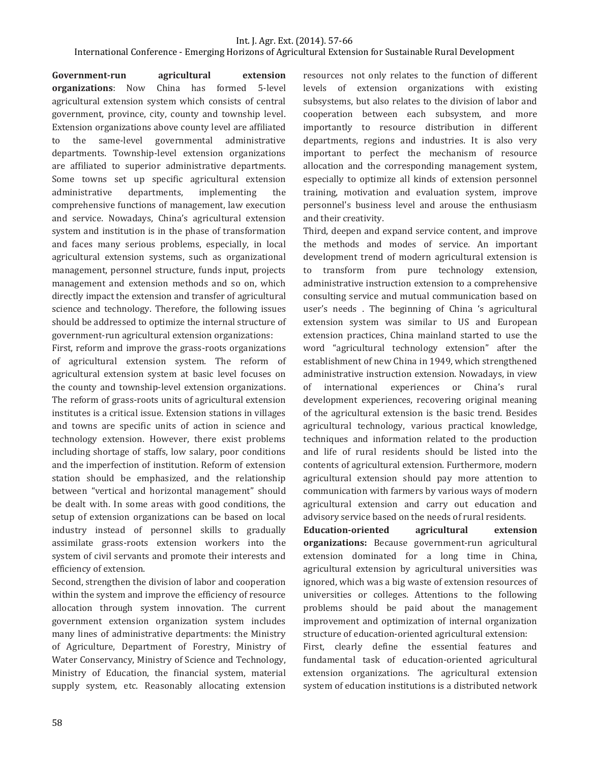**Government-run agricultural extension organizations**: Now China has formed 5-level agricultural extension system which consists of central government, province, city, county and township level. Extension organizations above county level are affiliated to the same-level governmental administrative departments. Township-level extension organizations are affiliated to superior administrative departments. Some towns set up specific agricultural extension administrative departments, implementing the comprehensive functions of management, law execution and service. Nowadays, China's agricultural extension system and institution is in the phase of transformation and faces many serious problems, especially, in local agricultural extension systems, such as organizational management, personnel structure, funds input, projects management and extension methods and so on, which directly impact the extension and transfer of agricultural science and technology. Therefore, the following issues should be addressed to optimize the internal structure of government-run agricultural extension organizations:

First, reform and improve the grass-roots organizations of agricultural extension system. The reform of agricultural extension system at basic level focuses on the county and township-level extension organizations. The reform of grass-roots units of agricultural extension institutes is a critical issue. Extension stations in villages and towns are specific units of action in science and technology extension. However, there exist problems including shortage of staffs, low salary, poor conditions and the imperfection of institution. Reform of extension station should be emphasized, and the relationship between "vertical and horizontal management" should be dealt with. In some areas with good conditions, the setup of extension organizations can be based on local industry instead of personnel skills to gradually assimilate grass-roots extension workers into the system of civil servants and promote their interests and efficiency of extension.

Second, strengthen the division of labor and cooperation within the system and improve the efficiency of resource allocation through system innovation. The current government extension organization system includes many lines of administrative departments: the Ministry of Agriculture, Department of Forestry, Ministry of Water Conservancy, Ministry of Science and Technology, Ministry of Education, the financial system, material supply system, etc. Reasonably allocating extension resources not only relates to the function of different levels of extension organizations with existing subsystems, but also relates to the division of labor and cooperation between each subsystem, and more importantly to resource distribution in different departments, regions and industries. It is also very important to perfect the mechanism of resource allocation and the corresponding management system, especially to optimize all kinds of extension personnel training, motivation and evaluation system, improve personnel's business level and arouse the enthusiasm and their creativity.

Third, deepen and expand service content, and improve the methods and modes of service. An important development trend of modern agricultural extension is to transform from pure technology extension, administrative instruction extension to a comprehensive consulting service and mutual communication based on user's needs . The beginning of China 's agricultural extension system was similar to US and European extension practices, China mainland started to use the word "agricultural technology extension" after the establishment of new China in 1949, which strengthened administrative instruction extension. Nowadays, in view of international experiences or China's rural development experiences, recovering original meaning of the agricultural extension is the basic trend. Besides agricultural technology, various practical knowledge, techniques and information related to the production and life of rural residents should be listed into the contents of agricultural extension. Furthermore, modern agricultural extension should pay more attention to communication with farmers by various ways of modern agricultural extension and carry out education and advisory service based on the needs of rural residents.

**Education-oriented agricultural extension organizations:** Because government-run agricultural extension dominated for a long time in China, agricultural extension by agricultural universities was ignored, which was a big waste of extension resources of universities or colleges. Attentions to the following problems should be paid about the management improvement and optimization of internal organization structure of education-oriented agricultural extension:

First, clearly define the essential features and fundamental task of education-oriented agricultural extension organizations. The agricultural extension system of education institutions is a distributed network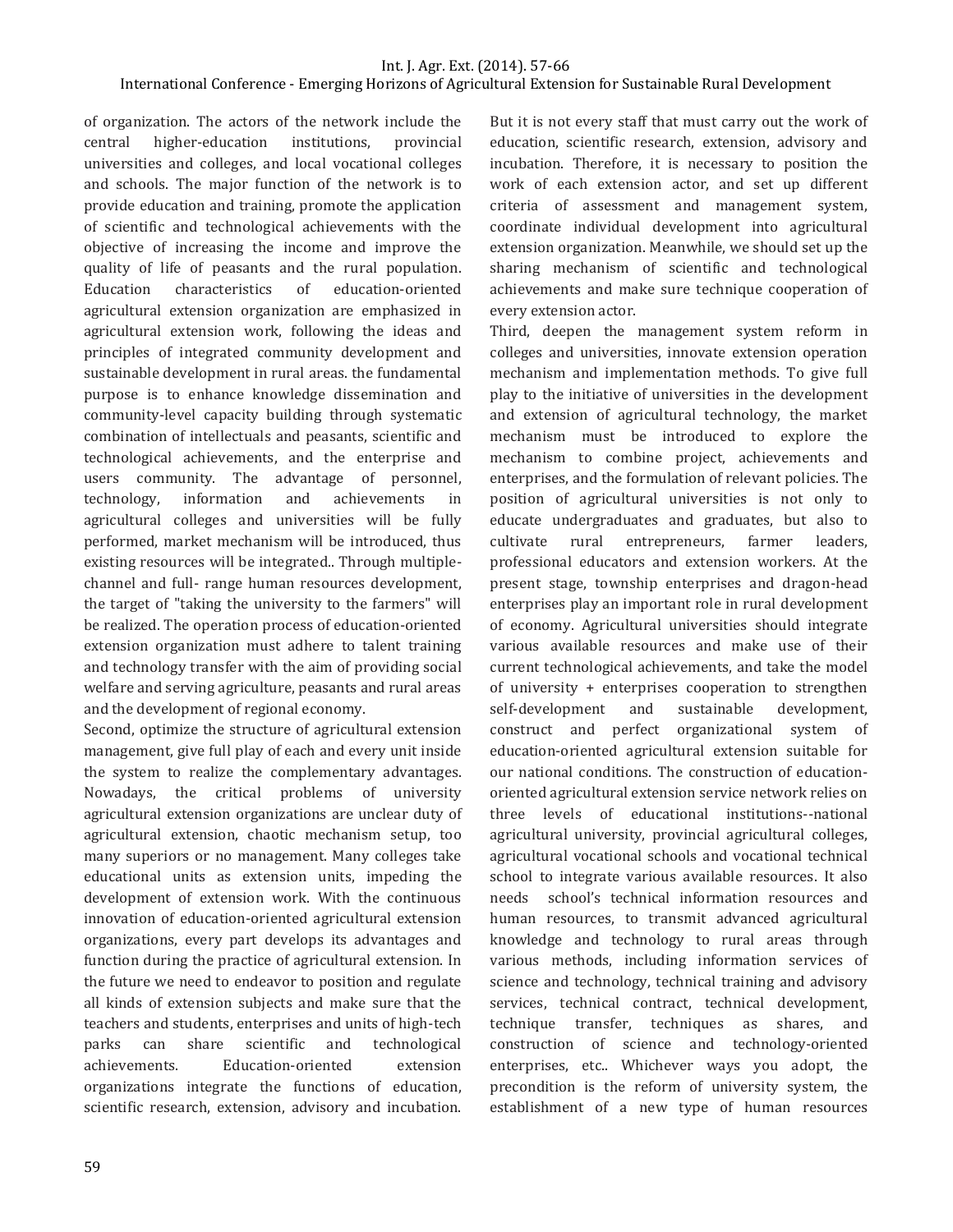of organization. The actors of the network include the central higher-education institutions, provincial universities and colleges, and local vocational colleges and schools. The major function of the network is to provide education and training, promote the application of scientific and technological achievements with the objective of increasing the income and improve the quality of life of peasants and the rural population. Education characteristics of education-oriented agricultural extension organization are emphasized in agricultural extension work, following the ideas and principles of integrated community development and sustainable development in rural areas. the fundamental purpose is to enhance knowledge dissemination and community-level capacity building through systematic combination of intellectuals and peasants, scientific and technological achievements, and the enterprise and users community. The advantage of personnel, technology, information and achievements in agricultural colleges and universities will be fully performed, market mechanism will be introduced, thus existing resources will be integrated.. Through multiple-channel and full- range human resources development, the target of "taking the university to the farmers" will be realized. The operation process of education-oriented extension organization must adhere to talent training and technology transfer with the aim of providing social welfare and serving agriculture, peasants and rural areas and the development of regional economy.

Second, optimize the structure of agricultural extension management, give full play of each and every unit inside the system to realize the complementary advantages. Nowadays, the critical problems of university agricultural extension organizations are unclear duty of agricultural extension, chaotic mechanism setup, too many superiors or no management. Many colleges take educational units as extension units, impeding the development of extension work. With the continuous innovation of education-oriented agricultural extension organizations, every part develops its advantages and function during the practice of agricultural extension. In the future we need to endeavor to position and regulate all kinds of extension subjects and make sure that the teachers and students, enterprises and units of high-tech parks can share scientific and technological achievements. Education-oriented extension organizations integrate the functions of education, scientific research, extension, advisory and incubation. But it is not every staff that must carry out the work of education, scientific research, extension, advisory and incubation. Therefore, it is necessary to position the work of each extension actor, and set up different criteria of assessment and management system, coordinate individual development into agricultural extension organization. Meanwhile, we should set up the sharing mechanism of scientific and technological achievements and make sure technique cooperation of every extension actor.

Third, deepen the management system reform in colleges and universities, innovate extension operation mechanism and implementation methods. To give full play to the initiative of universities in the development and extension of agricultural technology, the market mechanism must be introduced to explore the mechanism to combine project, achievements and enterprises, and the formulation of relevant policies. The position of agricultural universities is not only to educate undergraduates and graduates, but also to cultivate rural entrepreneurs, farmer leaders, professional educators and extension workers. At the present stage, township enterprises and dragon-head enterprises play an important role in rural development of economy. Agricultural universities should integrate various available resources and make use of their current technological achievements, and take the model of university + enterprises cooperation to strengthen self-development and sustainable development, construct and perfect organizational system of education-oriented agricultural extension suitable for our national conditions. The construction of education-oriented agricultural extension service network relies on three levels of educational institutions--national agricultural university, provincial agricultural colleges, agricultural vocational schools and vocational technical school to integrate various available resources. It also needs school's technical information resources and human resources, to transmit advanced agricultural knowledge and technology to rural areas through various methods, including information services of science and technology, technical training and advisory services, technical contract, technical development, technique transfer, techniques as shares, and construction of science and technology-oriented enterprises, etc.. Whichever ways you adopt, the precondition is the reform of university system, the establishment of a new type of human resources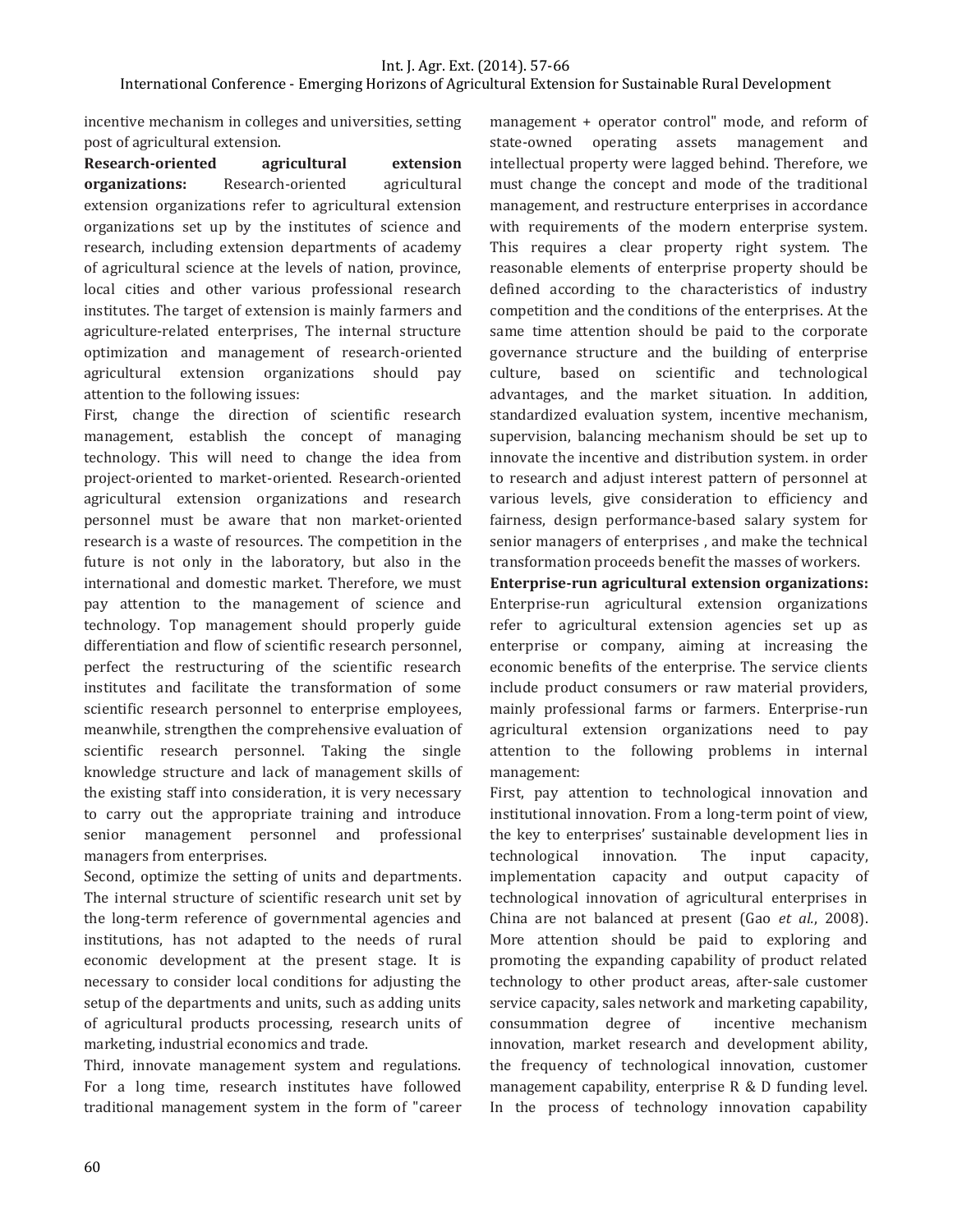incentive mechanism in colleges and universities, setting post of agricultural extension.

**Research-oriented agricultural extension organizations:** Research-oriented agricultural extension organizations refer to agricultural extension organizations set up by the institutes of science and research, including extension departments of academy of agricultural science at the levels of nation, province, local cities and other various professional research institutes. The target of extension is mainly farmers and agriculture-related enterprises, The internal structure optimization and management of research-oriented agricultural extension organizations should pay attention to the following issues:

First, change the direction of scientific research management, establish the concept of managing technology. This will need to change the idea from project-oriented to market-oriented. Research-oriented agricultural extension organizations and research personnel must be aware that non market-oriented research is a waste of resources. The competition in the future is not only in the laboratory, but also in the international and domestic market. Therefore, we must pay attention to the management of science and technology. Top management should properly guide differentiation and flow of scientific research personnel, perfect the restructuring of the scientific research institutes and facilitate the transformation of some scientific research personnel to enterprise employees, meanwhile, strengthen the comprehensive evaluation of scientific research personnel. Taking the single knowledge structure and lack of management skills of the existing staff into consideration, it is very necessary to carry out the appropriate training and introduce senior management personnel and professional managers from enterprises.

Second, optimize the setting of units and departments. The internal structure of scientific research unit set by the long-term reference of governmental agencies and institutions, has not adapted to the needs of rural economic development at the present stage. It is necessary to consider local conditions for adjusting the setup of the departments and units, such as adding units of agricultural products processing, research units of marketing, industrial economics and trade.

Third, innovate management system and regulations. For a long time, research institutes have followed traditional management system in the form of "career management + operator control" mode, and reform of state-owned operating assets management and intellectual property were lagged behind. Therefore, we must change the concept and mode of the traditional management, and restructure enterprises in accordance with requirements of the modern enterprise system. This requires a clear property right system. The reasonable elements of enterprise property should be defined according to the characteristics of industry competition and the conditions of the enterprises. At the same time attention should be paid to the corporate governance structure and the building of enterprise culture, based on scientific and technological advantages, and the market situation. In addition, standardized evaluation system, incentive mechanism, supervision, balancing mechanism should be set up to innovate the incentive and distribution system. in order to research and adjust interest pattern of personnel at various levels, give consideration to efficiency and fairness, design performance-based salary system for senior managers of enterprises , and make the technical transformation proceeds benefit the masses of workers.

**Enterprise-run agricultural extension organizations:** Enterprise-run agricultural extension organizations refer to agricultural extension agencies set up as enterprise or company, aiming at increasing the economic benefits of the enterprise. The service clients include product consumers or raw material providers, mainly professional farms or farmers. Enterprise-run agricultural extension organizations need to pay attention to the following problems in internal management:

First, pay attention to technological innovation and institutional innovation. From a long-term point of view, the key to enterprises' sustainable development lies in technological innovation. The input capacity, implementation capacity and output capacity of technological innovation of agricultural enterprises in China are not balanced at present (Gao *et al.*, 2008). More attention should be paid to exploring and promoting the expanding capability of product related technology to other product areas, after-sale customer service capacity, sales network and marketing capability, consummation degree of incentive mechanism innovation, market research and development ability, the frequency of technological innovation, customer management capability, enterprise R & D funding level. In the process of technology innovation capability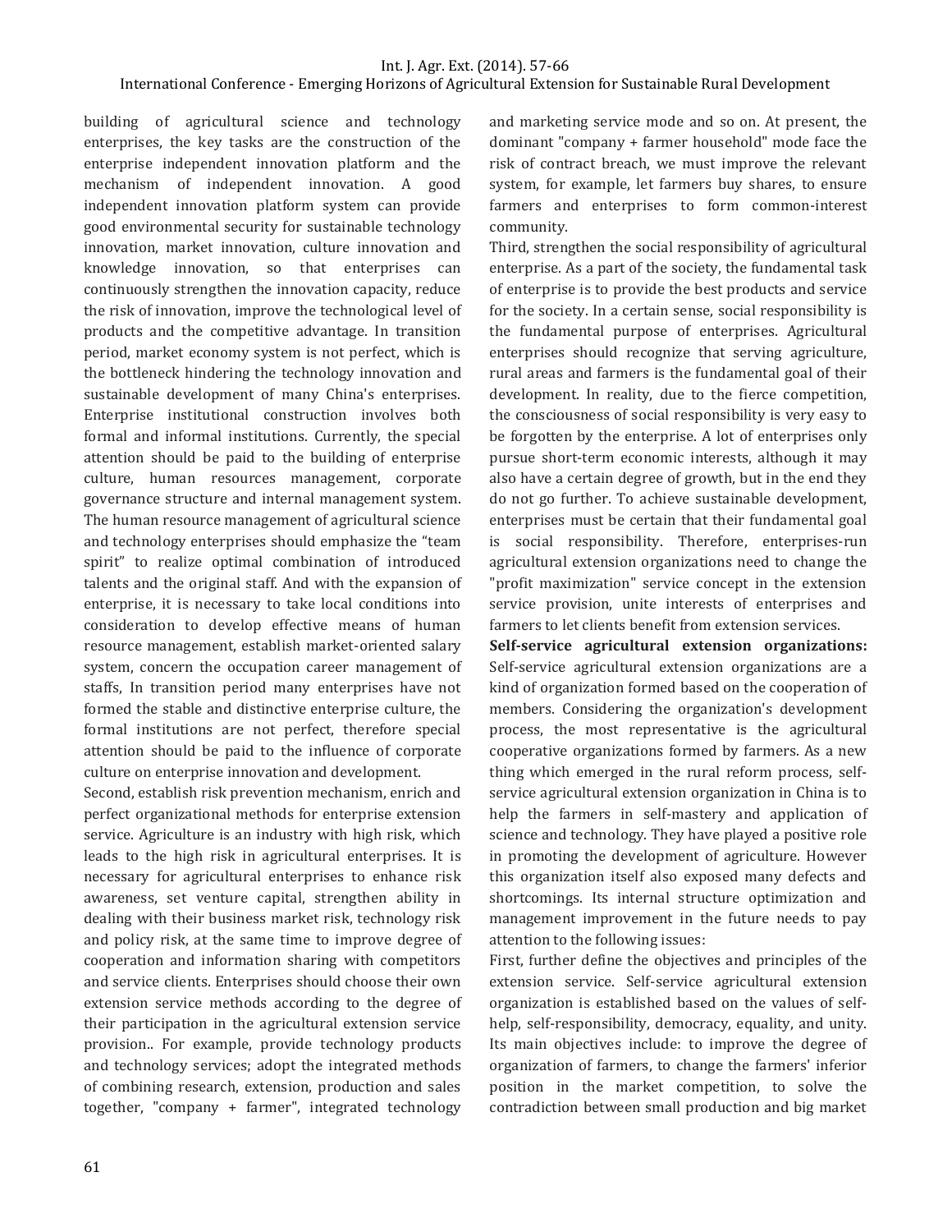building of agricultural science and technology enterprises, the key tasks are the construction of the enterprise independent innovation platform and the mechanism of independent innovation. A good independent innovation platform system can provide good environmental security for sustainable technology innovation, market innovation, culture innovation and knowledge innovation, so that enterprises can continuously strengthen the innovation capacity, reduce the risk of innovation, improve the technological level of products and the competitive advantage. In transition period, market economy system is not perfect, which is the bottleneck hindering the technology innovation and sustainable development of many China's enterprises. Enterprise institutional construction involves both formal and informal institutions. Currently, the special attention should be paid to the building of enterprise culture, human resources management, corporate governance structure and internal management system. The human resource management of agricultural science and technology enterprises should emphasize the "team spirit" to realize optimal combination of introduced talents and the original staff. And with the expansion of enterprise, it is necessary to take local conditions into consideration to develop effective means of human resource management, establish market-oriented salary system, concern the occupation career management of staffs, In transition period many enterprises have not formed the stable and distinctive enterprise culture, the formal institutions are not perfect, therefore special attention should be paid to the influence of corporate culture on enterprise innovation and development.

Second, establish risk prevention mechanism, enrich and perfect organizational methods for enterprise extension service. Agriculture is an industry with high risk, which leads to the high risk in agricultural enterprises. It is necessary for agricultural enterprises to enhance risk awareness, set venture capital, strengthen ability in dealing with their business market risk, technology risk and policy risk, at the same time to improve degree of cooperation and information sharing with competitors and service clients. Enterprises should choose their own extension service methods according to the degree of their participation in the agricultural extension service provision.. For example, provide technology products and technology services; adopt the integrated methods of combining research, extension, production and sales together, "company + farmer", integrated technology and marketing service mode and so on. At present, the dominant "company + farmer household" mode face the risk of contract breach, we must improve the relevant system, for example, let farmers buy shares, to ensure farmers and enterprises to form common-interest community.

Third, strengthen the social responsibility of agricultural enterprise. As a part of the society, the fundamental task of enterprise is to provide the best products and service for the society. In a certain sense, social responsibility is the fundamental purpose of enterprises. Agricultural enterprises should recognize that serving agriculture, rural areas and farmers is the fundamental goal of their development. In reality, due to the fierce competition, the consciousness of social responsibility is very easy to be forgotten by the enterprise. A lot of enterprises only pursue short-term economic interests, although it may also have a certain degree of growth, but in the end they do not go further. To achieve sustainable development, enterprises must be certain that their fundamental goal is social responsibility. Therefore, enterprises-run agricultural extension organizations need to change the "profit maximization" service concept in the extension service provision, unite interests of enterprises and farmers to let clients benefit from extension services.

**Self-service agricultural extension organizations:** Self-service agricultural extension organizations are a kind of organization formed based on the cooperation of members. Considering the organization's development process, the most representative is the agricultural cooperative organizations formed by farmers. As a new thing which emerged in the rural reform process, self-service agricultural extension organization in China is to help the farmers in self-mastery and application of science and technology. They have played a positive role in promoting the development of agriculture. However this organization itself also exposed many defects and shortcomings. Its internal structure optimization and management improvement in the future needs to pay attention to the following issues:

First, further define the objectives and principles of the extension service. Self-service agricultural extension organization is established based on the values of self-help, self-responsibility, democracy, equality, and unity. Its main objectives include: to improve the degree of organization of farmers, to change the farmers' inferior position in the market competition, to solve the contradiction between small production and big market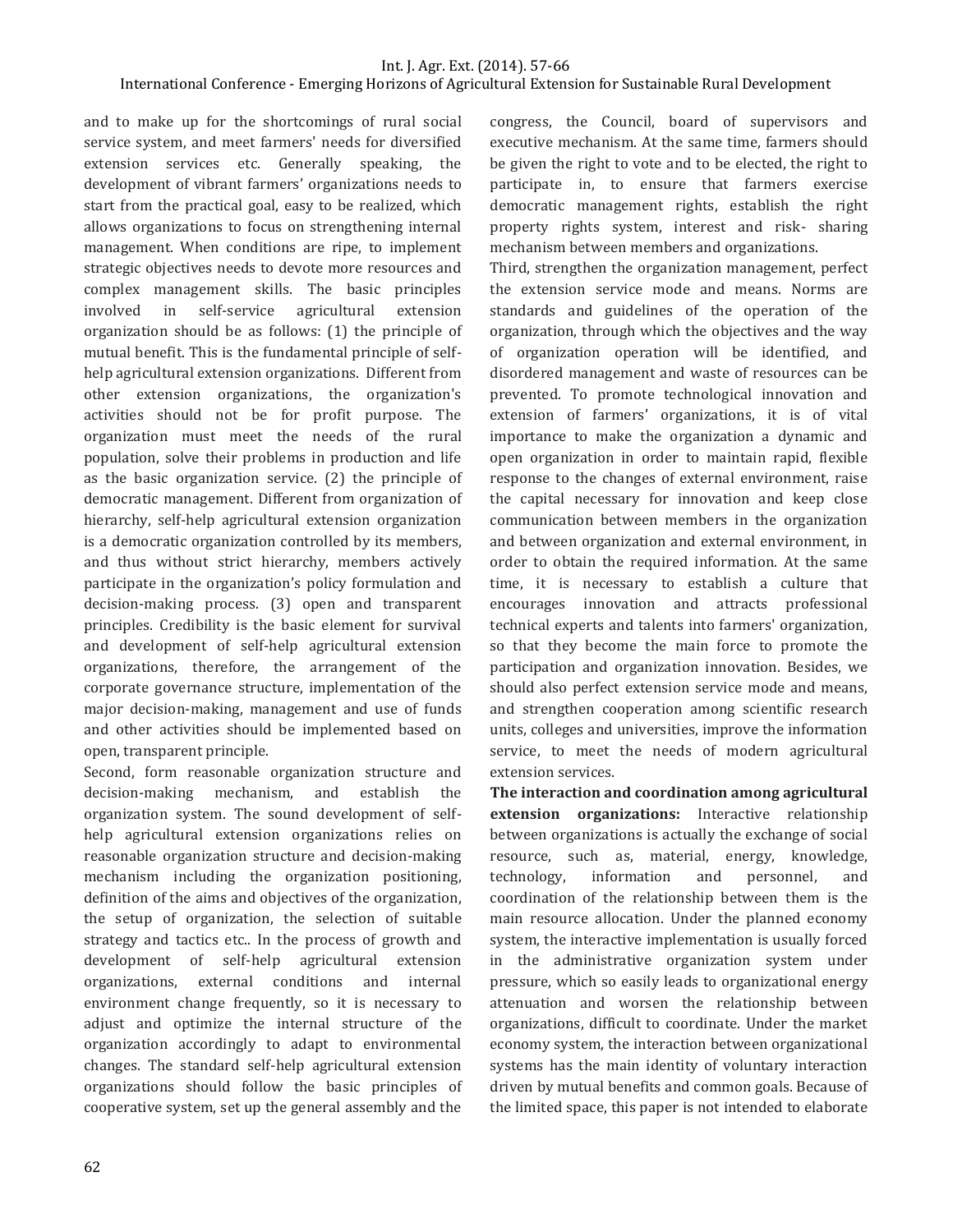and to make up for the shortcomings of rural social service system, and meet farmers' needs for diversified extension services etc. Generally speaking, the development of vibrant farmers' organizations needs to start from the practical goal, easy to be realized, which allows organizations to focus on strengthening internal management. When conditions are ripe, to implement strategic objectives needs to devote more resources and complex management skills. The basic principles involved in self-service agricultural extension organization should be as follows: (1) the principle of mutual benefit. This is the fundamental principle of self-help agricultural extension organizations. Different from other extension organizations, the organization's activities should not be for profit purpose. The organization must meet the needs of the rural population, solve their problems in production and life as the basic organization service. (2) the principle of democratic management. Different from organization of hierarchy, self-help agricultural extension organization is a democratic organization controlled by its members, and thus without strict hierarchy, members actively participate in the organization's policy formulation and decision-making process. (3) open and transparent principles. Credibility is the basic element for survival and development of self-help agricultural extension organizations, therefore, the arrangement of the corporate governance structure, implementation of the major decision-making, management and use of funds and other activities should be implemented based on open, transparent principle.

Second, form reasonable organization structure and decision-making mechanism, and establish the organization system. The sound development of self-help agricultural extension organizations relies on reasonable organization structure and decision-making mechanism including the organization positioning, definition of the aims and objectives of the organization, the setup of organization, the selection of suitable strategy and tactics etc.. In the process of growth and development of self-help agricultural extension organizations, external conditions and internal environment change frequently, so it is necessary to adjust and optimize the internal structure of the organization accordingly to adapt to environmental changes. The standard self-help agricultural extension organizations should follow the basic principles of cooperative system, set up the general assembly and the congress, the Council, board of supervisors and executive mechanism. At the same time, farmers should be given the right to vote and to be elected, the right to participate in, to ensure that farmers exercise democratic management rights, establish the right property rights system, interest and risk- sharing mechanism between members and organizations.

Third, strengthen the organization management, perfect the extension service mode and means. Norms are standards and guidelines of the operation of the organization, through which the objectives and the way of organization operation will be identified, and disordered management and waste of resources can be prevented. To promote technological innovation and extension of farmers' organizations, it is of vital importance to make the organization a dynamic and open organization in order to maintain rapid, flexible response to the changes of external environment, raise the capital necessary for innovation and keep close communication between members in the organization and between organization and external environment, in order to obtain the required information. At the same time, it is necessary to establish a culture that encourages innovation and attracts professional technical experts and talents into farmers' organization, so that they become the main force to promote the participation and organization innovation. Besides, we should also perfect extension service mode and means, and strengthen cooperation among scientific research units, colleges and universities, improve the information service, to meet the needs of modern agricultural extension services.

**The interaction and coordination among agricultural extension organizations:** Interactive relationship between organizations is actually the exchange of social resource, such as, material, energy, knowledge, technology, information and personnel, and coordination of the relationship between them is the main resource allocation. Under the planned economy system, the interactive implementation is usually forced in the administrative organization system under pressure, which so easily leads to organizational energy attenuation and worsen the relationship between organizations, difficult to coordinate. Under the market economy system, the interaction between organizational systems has the main identity of voluntary interaction driven by mutual benefits and common goals. Because of the limited space, this paper is not intended to elaborate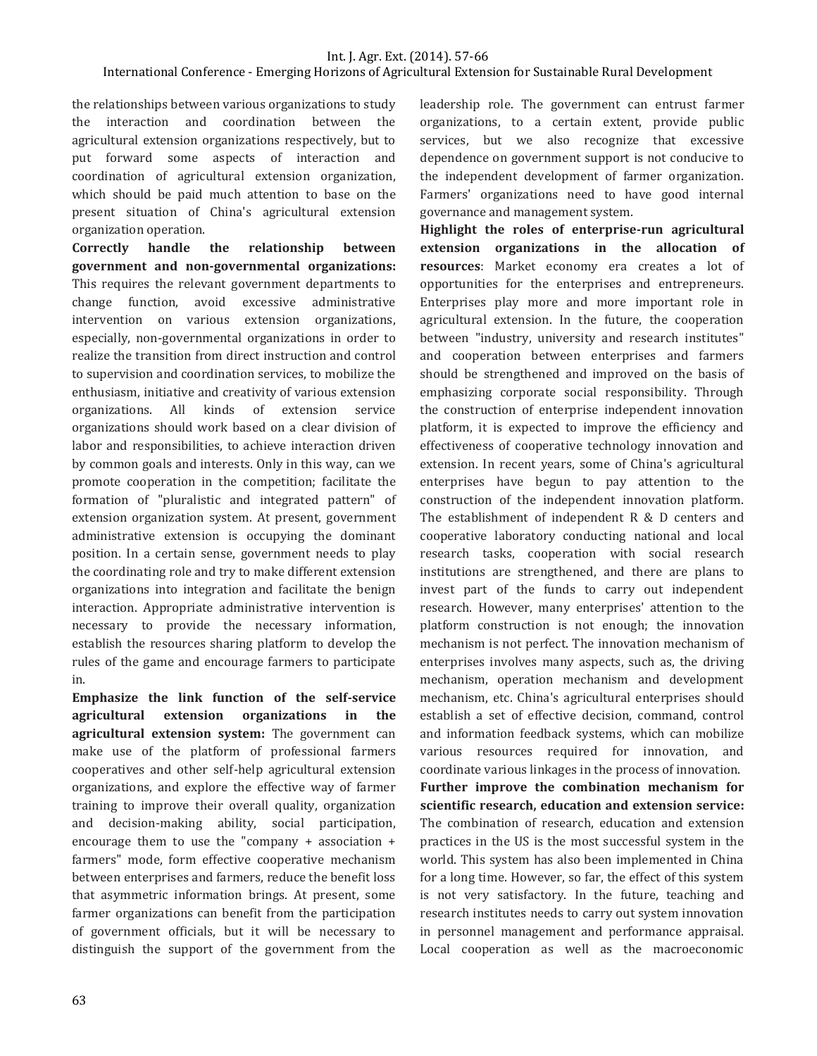the relationships between various organizations to study the interaction and coordination between the agricultural extension organizations respectively, but to put forward some aspects of interaction and coordination of agricultural extension organization, which should be paid much attention to base on the present situation of China's agricultural extension organization operation.

**Correctly handle the relationship between government and non-governmental organizations:** This requires the relevant government departments to change function, avoid excessive administrative intervention on various extension organizations, especially, non-governmental organizations in order to realize the transition from direct instruction and control to supervision and coordination services, to mobilize the enthusiasm, initiative and creativity of various extension organizations. All kinds of extension service organizations should work based on a clear division of labor and responsibilities, to achieve interaction driven by common goals and interests. Only in this way, can we promote cooperation in the competition; facilitate the formation of "pluralistic and integrated pattern" of extension organization system. At present, government administrative extension is occupying the dominant position. In a certain sense, government needs to play the coordinating role and try to make different extension organizations into integration and facilitate the benign interaction. Appropriate administrative intervention is necessary to provide the necessary information, establish the resources sharing platform to develop the rules of the game and encourage farmers to participate in.

**Emphasize the link function of the self-service agricultural extension organizations in the agricultural extension system:** The government can make use of the platform of professional farmers cooperatives and other self-help agricultural extension organizations, and explore the effective way of farmer training to improve their overall quality, organization and decision-making ability, social participation, encourage them to use the "company + association + farmers" mode, form effective cooperative mechanism between enterprises and farmers, reduce the benefit loss that asymmetric information brings. At present, some farmer organizations can benefit from the participation of government officials, but it will be necessary to distinguish the support of the government from the leadership role. The government can entrust farmer organizations, to a certain extent, provide public services, but we also recognize that excessive dependence on government support is not conducive to the independent development of farmer organization. Farmers' organizations need to have good internal governance and management system.

**Highlight the roles of enterprise-run agricultural extension organizations in the allocation of resources**: Market economy era creates a lot of opportunities for the enterprises and entrepreneurs. Enterprises play more and more important role in agricultural extension. In the future, the cooperation between "industry, university and research institutes" and cooperation between enterprises and farmers should be strengthened and improved on the basis of emphasizing corporate social responsibility. Through the construction of enterprise independent innovation platform, it is expected to improve the efficiency and effectiveness of cooperative technology innovation and extension. In recent years, some of China's agricultural enterprises have begun to pay attention to the construction of the independent innovation platform. The establishment of independent R & D centers and cooperative laboratory conducting national and local research tasks, cooperation with social research institutions are strengthened, and there are plans to invest part of the funds to carry out independent research. However, many enterprises' attention to the platform construction is not enough; the innovation mechanism is not perfect. The innovation mechanism of enterprises involves many aspects, such as, the driving mechanism, operation mechanism and development mechanism, etc. China's agricultural enterprises should establish a set of effective decision, command, control and information feedback systems, which can mobilize various resources required for innovation, and coordinate various linkages in the process of innovation.

**Further improve the combination mechanism for scientific research, education and extension service:** The combination of research, education and extension practices in the US is the most successful system in the world. This system has also been implemented in China for a long time. However, so far, the effect of this system is not very satisfactory. In the future, teaching and research institutes needs to carry out system innovation in personnel management and performance appraisal. Local cooperation as well as the macroeconomic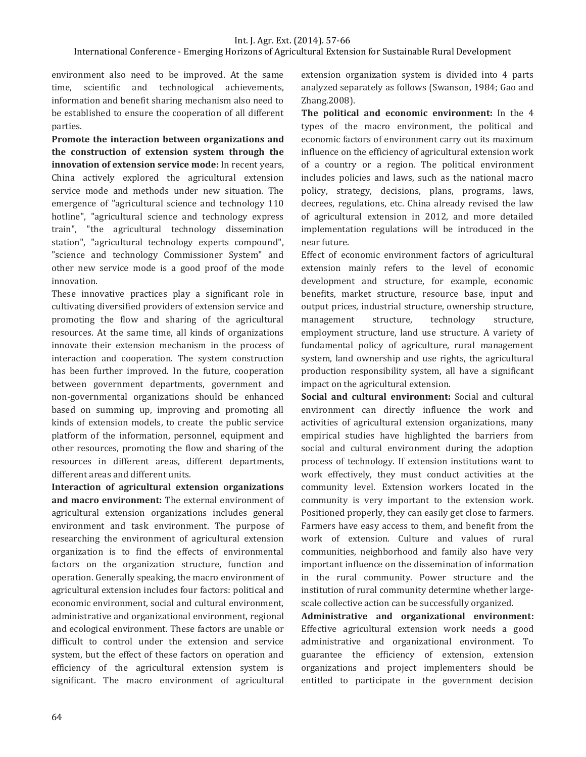environment also need to be improved. At the same time, scientific and technological achievements, information and benefit sharing mechanism also need to be established to ensure the cooperation of all different parties.

**Promote the interaction between organizations and the construction of extension system through the innovation of extension service mode:** In recent years, China actively explored the agricultural extension service mode and methods under new situation. The emergence of "agricultural science and technology 110 hotline", "agricultural science and technology express train", "the agricultural technology dissemination station", "agricultural technology experts compound", "science and technology Commissioner System" and other new service mode is a good proof of the mode innovation.

These innovative practices play a significant role in cultivating diversified providers of extension service and promoting the flow and sharing of the agricultural resources. At the same time, all kinds of organizations innovate their extension mechanism in the process of interaction and cooperation. The system construction has been further improved. In the future, cooperation between government departments, government and non-governmental organizations should be enhanced based on summing up, improving and promoting all kinds of extension models, to create the public service platform of the information, personnel, equipment and other resources, promoting the flow and sharing of the resources in different areas, different departments, different areas and different units.

**Interaction of agricultural extension organizations and macro environment:** The external environment of agricultural extension organizations includes general environment and task environment. The purpose of researching the environment of agricultural extension organization is to find the effects of environmental factors on the organization structure, function and operation. Generally speaking, the macro environment of agricultural extension includes four factors: political and economic environment, social and cultural environment, administrative and organizational environment, regional and ecological environment. These factors are unable or difficult to control under the extension and service system, but the effect of these factors on operation and efficiency of the agricultural extension system is significant. The macro environment of agricultural extension organization system is divided into 4 parts analyzed separately as follows (Swanson, 1984; Gao and Zhang.2008).

**The political and economic environment:** In the 4 types of the macro environment, the political and economic factors of environment carry out its maximum influence on the efficiency of agricultural extension work of a country or a region. The political environment includes policies and laws, such as the national macro policy, strategy, decisions, plans, programs, laws, decrees, regulations, etc. China already revised the law of agricultural extension in 2012, and more detailed implementation regulations will be introduced in the near future.

Effect of economic environment factors of agricultural extension mainly refers to the level of economic development and structure, for example, economic benefits, market structure, resource base, input and output prices, industrial structure, ownership structure, management structure, technology structure, employment structure, land use structure. A variety of fundamental policy of agriculture, rural management system, land ownership and use rights, the agricultural production responsibility system, all have a significant impact on the agricultural extension.

**Social and cultural environment:** Social and cultural environment can directly influence the work and activities of agricultural extension organizations, many empirical studies have highlighted the barriers from social and cultural environment during the adoption process of technology. If extension institutions want to work effectively, they must conduct activities at the community level. Extension workers located in the community is very important to the extension work. Positioned properly, they can easily get close to farmers. Farmers have easy access to them, and benefit from the work of extension. Culture and values of rural communities, neighborhood and family also have very important influence on the dissemination of information in the rural community. Power structure and the institution of rural community determine whether large-scale collective action can be successfully organized.

**Administrative and organizational environment:** Effective agricultural extension work needs a good administrative and organizational environment. To guarantee the efficiency of extension, extension organizations and project implementers should be entitled to participate in the government decision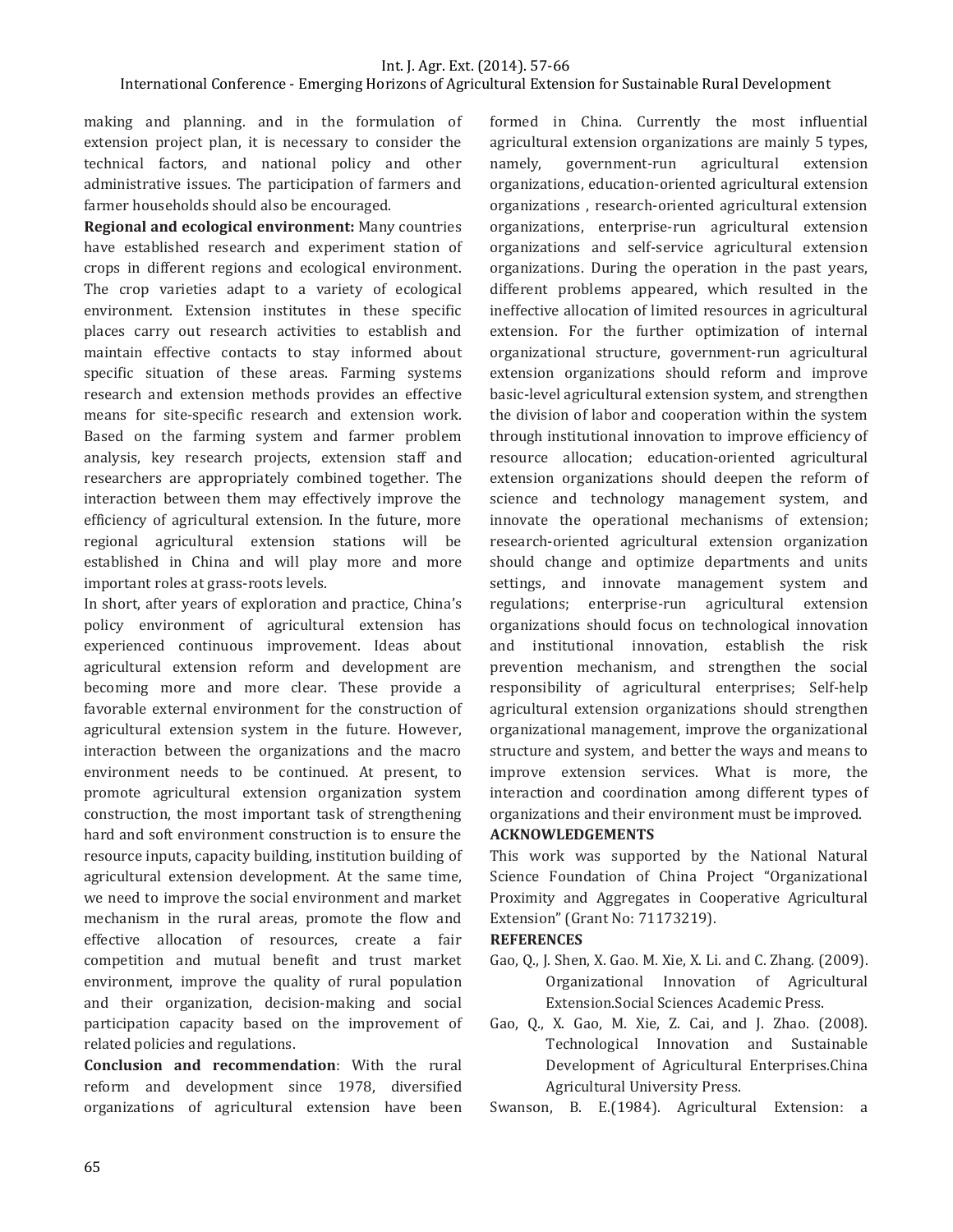making and planning. and in the formulation of extension project plan, it is necessary to consider the technical factors, and national policy and other administrative issues. The participation of farmers and farmer households should also be encouraged.

**Regional and ecological environment:** Many countries have established research and experiment station of crops in different regions and ecological environment. The crop varieties adapt to a variety of ecological environment. Extension institutes in these specific places carry out research activities to establish and maintain effective contacts to stay informed about specific situation of these areas. Farming systems research and extension methods provides an effective means for site-specific research and extension work. Based on the farming system and farmer problem analysis, key research projects, extension staff and researchers are appropriately combined together. The interaction between them may effectively improve the efficiency of agricultural extension. In the future, more regional agricultural extension stations will be established in China and will play more and more important roles at grass-roots levels.

In short, after years of exploration and practice, China's policy environment of agricultural extension has experienced continuous improvement. Ideas about agricultural extension reform and development are becoming more and more clear. These provide a favorable external environment for the construction of agricultural extension system in the future. However, interaction between the organizations and the macro environment needs to be continued. At present, to promote agricultural extension organization system construction, the most important task of strengthening hard and soft environment construction is to ensure the resource inputs, capacity building, institution building of agricultural extension development. At the same time, we need to improve the social environment and market mechanism in the rural areas, promote the flow and effective allocation of resources, create a fair competition and mutual benefit and trust market environment, improve the quality of rural population and their organization, decision-making and social participation capacity based on the improvement of related policies and regulations.

**Conclusion and recommendation**: With the rural reform and development since 1978, diversified organizations of agricultural extension have been formed in China. Currently the most influential agricultural extension organizations are mainly 5 types, namely, government-run agricultural extension organizations, education-oriented agricultural extension organizations , research-oriented agricultural extension organizations, enterprise-run agricultural extension organizations and self-service agricultural extension organizations. During the operation in the past years, different problems appeared, which resulted in the ineffective allocation of limited resources in agricultural extension. For the further optimization of internal organizational structure, government-run agricultural extension organizations should reform and improve basic-level agricultural extension system, and strengthen the division of labor and cooperation within the system through institutional innovation to improve efficiency of resource allocation; education-oriented agricultural extension organizations should deepen the reform of science and technology management system, and innovate the operational mechanisms of extension; research-oriented agricultural extension organization should change and optimize departments and units settings, and innovate management system and regulations; enterprise-run agricultural extension organizations should focus on technological innovation and institutional innovation, establish the risk prevention mechanism, and strengthen the social responsibility of agricultural enterprises; Self-help agricultural extension organizations should strengthen organizational management, improve the organizational structure and system, and better the ways and means to improve extension services. What is more, the interaction and coordination among different types of organizations and their environment must be improved.

**ACKNOWLEDGEMENTS**

This work was supported by the National Natural Science Foundation of China Project "Organizational Proximity and Aggregates in Cooperative Agricultural Extension" (Grant No: 71173219).

**REFERENCES**

Gao, Q., J. Shen, X. Gao. M. Xie, X. Li. and C. Zhang. (2009). Organizational Innovation of Agricultural Extension.Social Sciences Academic Press.

Gao, Q., X. Gao, M. Xie, Z. Cai, and J. Zhao. (2008). Technological Innovation and Sustainable Development of Agricultural Enterprises.China Agricultural University Press.

Swanson, B. E.(1984). Agricultural Extension: a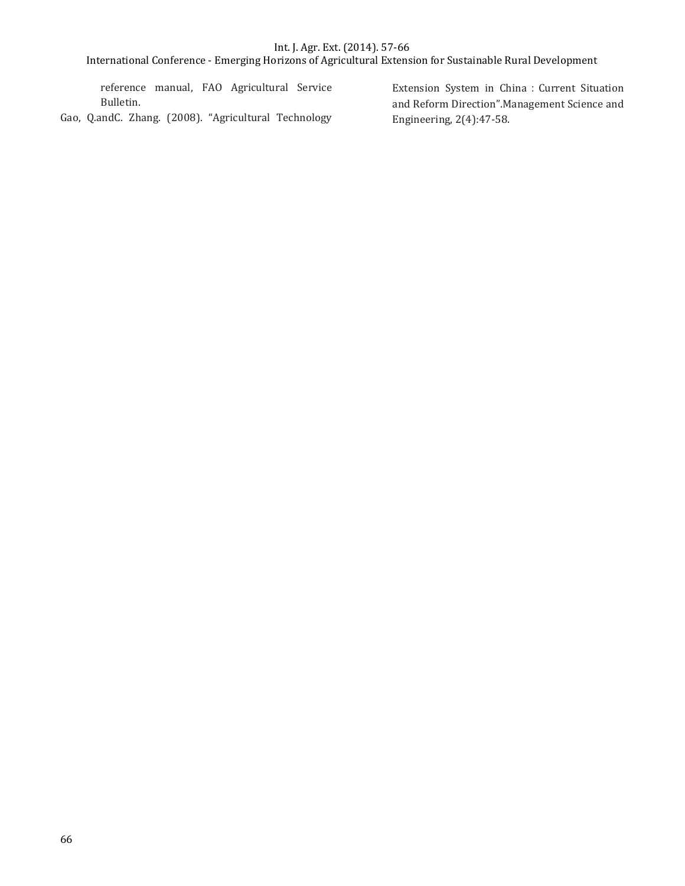reference manual, FAO Agricultural Service Bulletin.

Gao, Q.andC. Zhang. (2008). "Agricultural Technology Extension System in China : Current Situation and Reform Direction".Management Science and Engineering, 2(4):47-58.